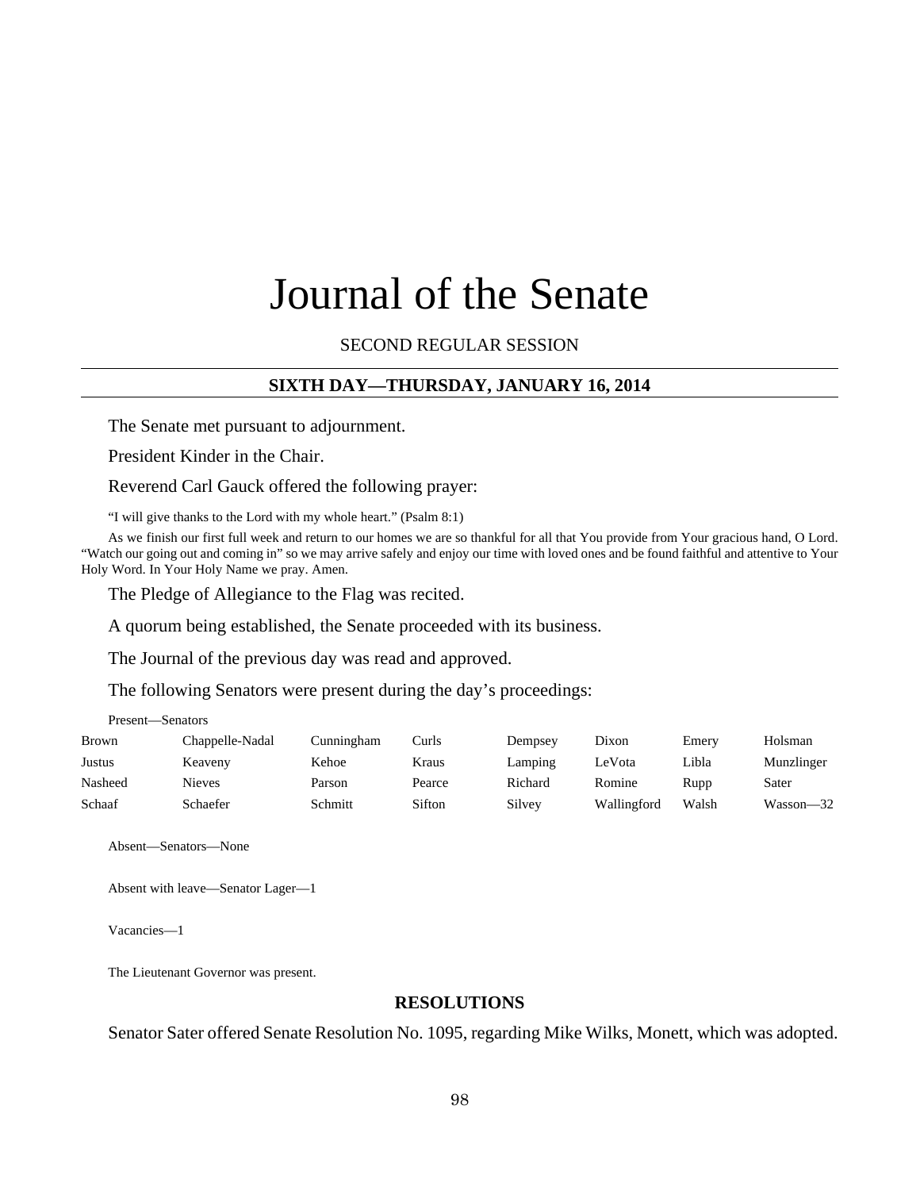# Journal of the Senate

SECOND REGULAR SESSION

## SIXTH DAY—THURSDAY, JANUARY 16, 2014

The Senate met pursuant to adjournment.

President Kinder in the Chair.

Reverend Carl Gauck offered the following prayer:

"I will give thanks to the Lord with my whole heart." (Psalm 8:1)

As we finish our first full week and return to our homes we are so thankful for all that You provide from Your gracious hand, O Lord. "Watch our going out and coming in" so we may arrive safely and enjoy our time with loved ones and be found faithful and attentive to Your Holy Word. In Your Holy Name we pray. Amen.

The Pledge of Allegiance to the Flag was recited.

A quorum being established, the Senate proceeded with its business.

The Journal of the previous day was read and approved.

The following Senators were present during the day's proceedings:

Present—Senators

| | | | | | | | |
|---|---|---|---|---|---|---|---|
| Brown | Chappelle-Nadal | Cunningham | Curls | Dempsey | Dixon | Emery | Holsman |
| Justus | Keaveny | Kehoe | Kraus | Lamping | LeVota | Libla | Munzlinger |
| Nasheed | Nieves | Parson | Pearce | Richard | Romine | Rupp | Sater |
| Schaaf | Schaefer | Schmitt | Sifton | Silvey | Wallingford | Walsh | Wasson—32 |

Absent—Senators—None

Absent with leave—Senator Lager—1

Vacancies—1

The Lieutenant Governor was present.

## RESOLUTIONS

Senator Sater offered Senate Resolution No. 1095, regarding Mike Wilks, Monett, which was adopted.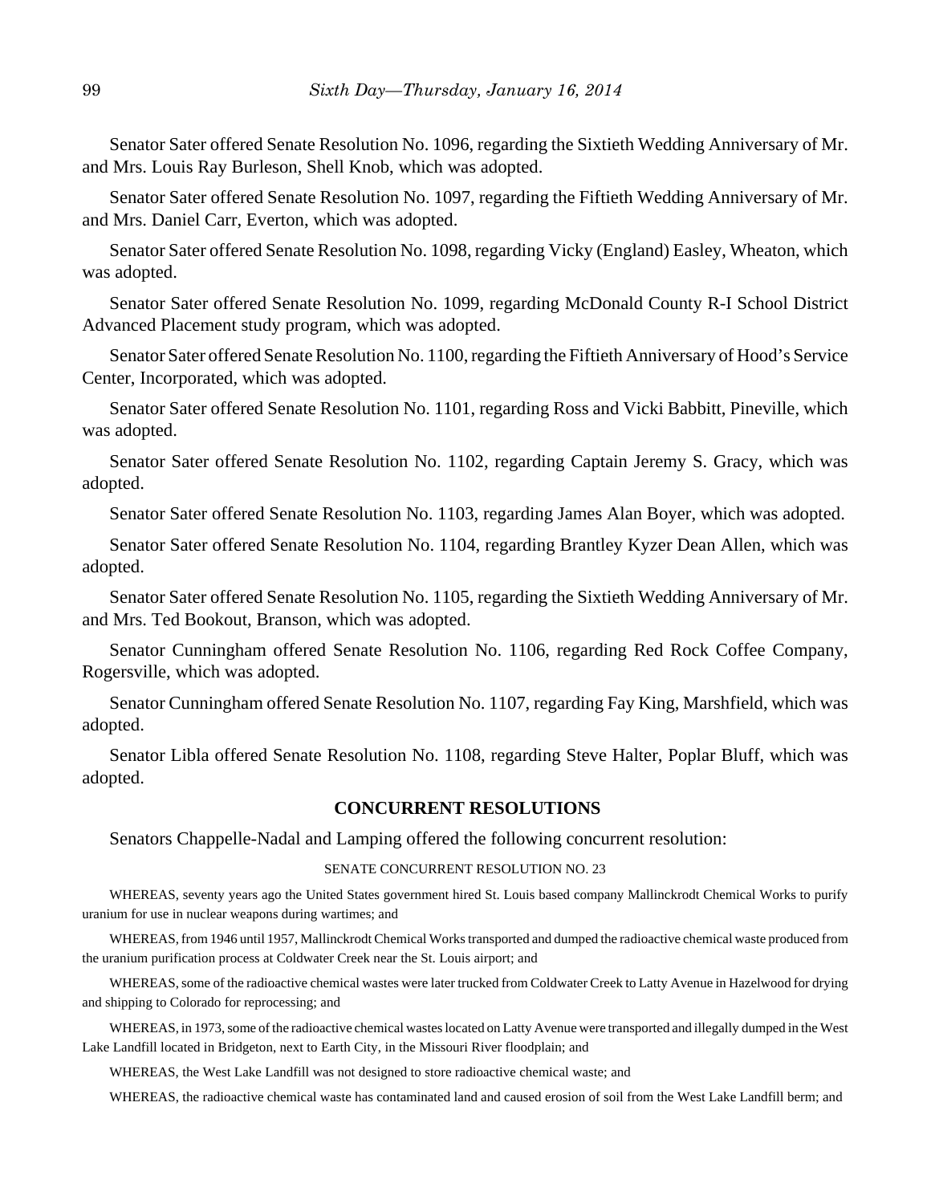Senator Sater offered Senate Resolution No. 1096, regarding the Sixtieth Wedding Anniversary of Mr. and Mrs. Louis Ray Burleson, Shell Knob, which was adopted.

Senator Sater offered Senate Resolution No. 1097, regarding the Fiftieth Wedding Anniversary of Mr. and Mrs. Daniel Carr, Everton, which was adopted.

Senator Sater offered Senate Resolution No. 1098, regarding Vicky (England) Easley, Wheaton, which was adopted.

Senator Sater offered Senate Resolution No. 1099, regarding McDonald County R-I School District Advanced Placement study program, which was adopted.

Senator Sater offered Senate Resolution No. 1100, regarding the Fiftieth Anniversary of Hood's Service Center, Incorporated, which was adopted.

Senator Sater offered Senate Resolution No. 1101, regarding Ross and Vicki Babbitt, Pineville, which was adopted.

Senator Sater offered Senate Resolution No. 1102, regarding Captain Jeremy S. Gracy, which was adopted.

Senator Sater offered Senate Resolution No. 1103, regarding James Alan Boyer, which was adopted.

Senator Sater offered Senate Resolution No. 1104, regarding Brantley Kyzer Dean Allen, which was adopted.

Senator Sater offered Senate Resolution No. 1105, regarding the Sixtieth Wedding Anniversary of Mr. and Mrs. Ted Bookout, Branson, which was adopted.

Senator Cunningham offered Senate Resolution No. 1106, regarding Red Rock Coffee Company, Rogersville, which was adopted.

Senator Cunningham offered Senate Resolution No. 1107, regarding Fay King, Marshfield, which was adopted.

Senator Libla offered Senate Resolution No. 1108, regarding Steve Halter, Poplar Bluff, which was adopted.

## CONCURRENT RESOLUTIONS

Senators Chappelle-Nadal and Lamping offered the following concurrent resolution:

SENATE CONCURRENT RESOLUTION NO. 23

WHEREAS, seventy years ago the United States government hired St. Louis based company Mallinckrodt Chemical Works to purify uranium for use in nuclear weapons during wartimes; and

WHEREAS, from 1946 until 1957, Mallinckrodt Chemical Works transported and dumped the radioactive chemical waste produced from the uranium purification process at Coldwater Creek near the St. Louis airport; and

WHEREAS, some of the radioactive chemical wastes were later trucked from Coldwater Creek to Latty Avenue in Hazelwood for drying and shipping to Colorado for reprocessing; and

WHEREAS, in 1973, some of the radioactive chemical wastes located on Latty Avenue were transported and illegally dumped in the West Lake Landfill located in Bridgeton, next to Earth City, in the Missouri River floodplain; and

WHEREAS, the West Lake Landfill was not designed to store radioactive chemical waste; and

WHEREAS, the radioactive chemical waste has contaminated land and caused erosion of soil from the West Lake Landfill berm; and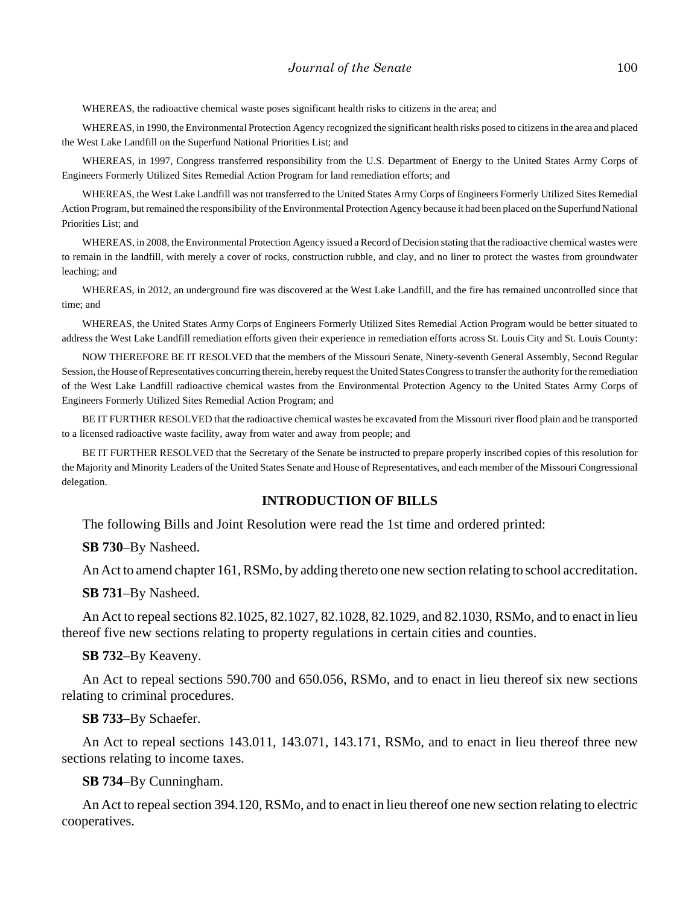WHEREAS, the radioactive chemical waste poses significant health risks to citizens in the area; and

WHEREAS, in 1990, the Environmental Protection Agency recognized the significant health risks posed to citizens in the area and placed the West Lake Landfill on the Superfund National Priorities List; and

WHEREAS, in 1997, Congress transferred responsibility from the U.S. Department of Energy to the United States Army Corps of Engineers Formerly Utilized Sites Remedial Action Program for land remediation efforts; and

WHEREAS, the West Lake Landfill was not transferred to the United States Army Corps of Engineers Formerly Utilized Sites Remedial Action Program, but remained the responsibility of the Environmental Protection Agency because it had been placed on the Superfund National Priorities List; and

WHEREAS, in 2008, the Environmental Protection Agency issued a Record of Decision stating that the radioactive chemical wastes were to remain in the landfill, with merely a cover of rocks, construction rubble, and clay, and no liner to protect the wastes from groundwater leaching; and

WHEREAS, in 2012, an underground fire was discovered at the West Lake Landfill, and the fire has remained uncontrolled since that time; and

WHEREAS, the United States Army Corps of Engineers Formerly Utilized Sites Remedial Action Program would be better situated to address the West Lake Landfill remediation efforts given their experience in remediation efforts across St. Louis City and St. Louis County:

NOW THEREFORE BE IT RESOLVED that the members of the Missouri Senate, Ninety-seventh General Assembly, Second Regular Session, the House of Representatives concurring therein, hereby request the United States Congress to transfer the authority for the remediation of the West Lake Landfill radioactive chemical wastes from the Environmental Protection Agency to the United States Army Corps of Engineers Formerly Utilized Sites Remedial Action Program; and

BE IT FURTHER RESOLVED that the radioactive chemical wastes be excavated from the Missouri river flood plain and be transported to a licensed radioactive waste facility, away from water and away from people; and

BE IT FURTHER RESOLVED that the Secretary of the Senate be instructed to prepare properly inscribed copies of this resolution for the Majority and Minority Leaders of the United States Senate and House of Representatives, and each member of the Missouri Congressional delegation.

## INTRODUCTION OF BILLS

The following Bills and Joint Resolution were read the 1st time and ordered printed:

**SB 730**–By Nasheed.

An Act to amend chapter 161, RSMo, by adding thereto one new section relating to school accreditation.

**SB 731**–By Nasheed.

An Act to repeal sections 82.1025, 82.1027, 82.1028, 82.1029, and 82.1030, RSMo, and to enact in lieu thereof five new sections relating to property regulations in certain cities and counties.

**SB 732**–By Keaveny.

An Act to repeal sections 590.700 and 650.056, RSMo, and to enact in lieu thereof six new sections relating to criminal procedures.

**SB 733**–By Schaefer.

An Act to repeal sections 143.011, 143.071, 143.171, RSMo, and to enact in lieu thereof three new sections relating to income taxes.

**SB 734**–By Cunningham.

An Act to repeal section 394.120, RSMo, and to enact in lieu thereof one new section relating to electric cooperatives.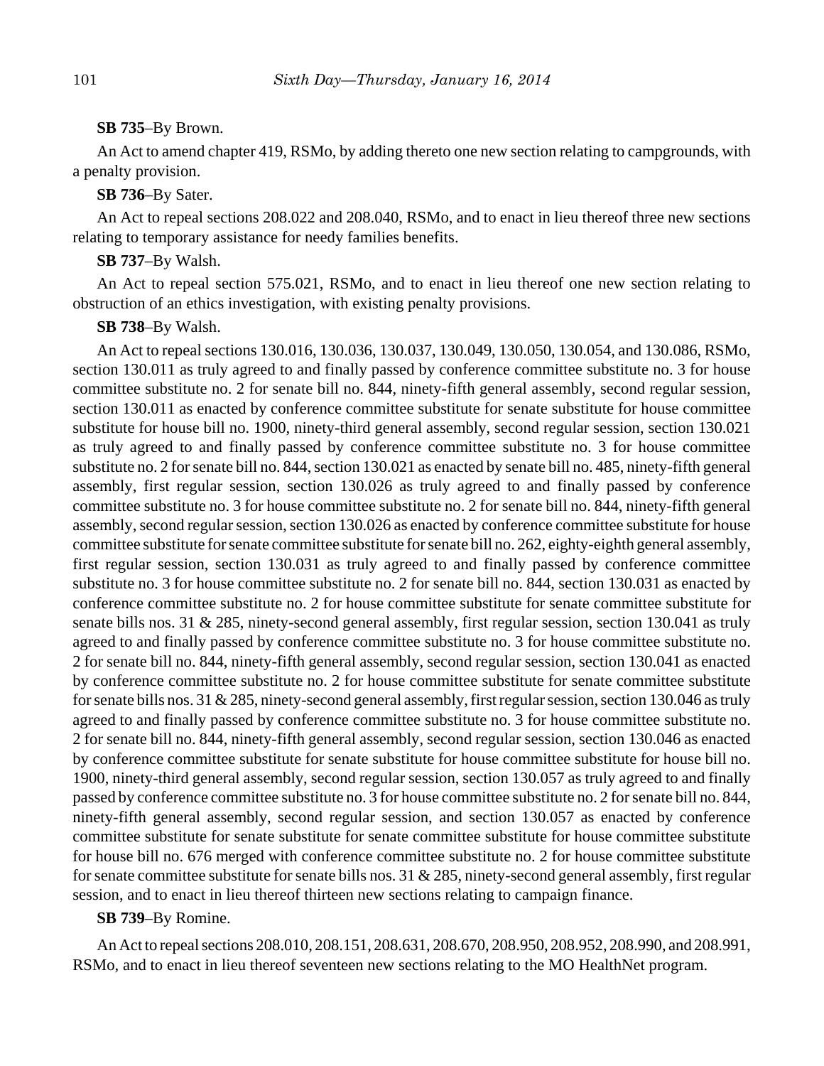**SB 735**–By Brown.

An Act to amend chapter 419, RSMo, by adding thereto one new section relating to campgrounds, with a penalty provision.

**SB 736**–By Sater.

An Act to repeal sections 208.022 and 208.040, RSMo, and to enact in lieu thereof three new sections relating to temporary assistance for needy families benefits.

**SB 737**–By Walsh.

An Act to repeal section 575.021, RSMo, and to enact in lieu thereof one new section relating to obstruction of an ethics investigation, with existing penalty provisions.

**SB 738**–By Walsh.

An Act to repeal sections 130.016, 130.036, 130.037, 130.049, 130.050, 130.054, and 130.086, RSMo, section 130.011 as truly agreed to and finally passed by conference committee substitute no. 3 for house committee substitute no. 2 for senate bill no. 844, ninety-fifth general assembly, second regular session, section 130.011 as enacted by conference committee substitute for senate substitute for house committee substitute for house bill no. 1900, ninety-third general assembly, second regular session, section 130.021 as truly agreed to and finally passed by conference committee substitute no. 3 for house committee substitute no. 2 for senate bill no. 844, section 130.021 as enacted by senate bill no. 485, ninety-fifth general assembly, first regular session, section 130.026 as truly agreed to and finally passed by conference committee substitute no. 3 for house committee substitute no. 2 for senate bill no. 844, ninety-fifth general assembly, second regular session, section 130.026 as enacted by conference committee substitute for house committee substitute for senate committee substitute for senate bill no. 262, eighty-eighth general assembly, first regular session, section 130.031 as truly agreed to and finally passed by conference committee substitute no. 3 for house committee substitute no. 2 for senate bill no. 844, section 130.031 as enacted by conference committee substitute no. 2 for house committee substitute for senate committee substitute for senate bills nos. 31 & 285, ninety-second general assembly, first regular session, section 130.041 as truly agreed to and finally passed by conference committee substitute no. 3 for house committee substitute no. 2 for senate bill no. 844, ninety-fifth general assembly, second regular session, section 130.041 as enacted by conference committee substitute no. 2 for house committee substitute for senate committee substitute for senate bills nos. 31 & 285, ninety-second general assembly, first regular session, section 130.046 as truly agreed to and finally passed by conference committee substitute no. 3 for house committee substitute no. 2 for senate bill no. 844, ninety-fifth general assembly, second regular session, section 130.046 as enacted by conference committee substitute for senate substitute for house committee substitute for house bill no. 1900, ninety-third general assembly, second regular session, section 130.057 as truly agreed to and finally passed by conference committee substitute no. 3 for house committee substitute no. 2 for senate bill no. 844, ninety-fifth general assembly, second regular session, and section 130.057 as enacted by conference committee substitute for senate substitute for senate committee substitute for house committee substitute for house bill no. 676 merged with conference committee substitute no. 2 for house committee substitute for senate committee substitute for senate bills nos. 31 & 285, ninety-second general assembly, first regular session, and to enact in lieu thereof thirteen new sections relating to campaign finance.

**SB 739**–By Romine.

An Act to repeal sections 208.010, 208.151, 208.631, 208.670, 208.950, 208.952, 208.990, and 208.991, RSMo, and to enact in lieu thereof seventeen new sections relating to the MO HealthNet program.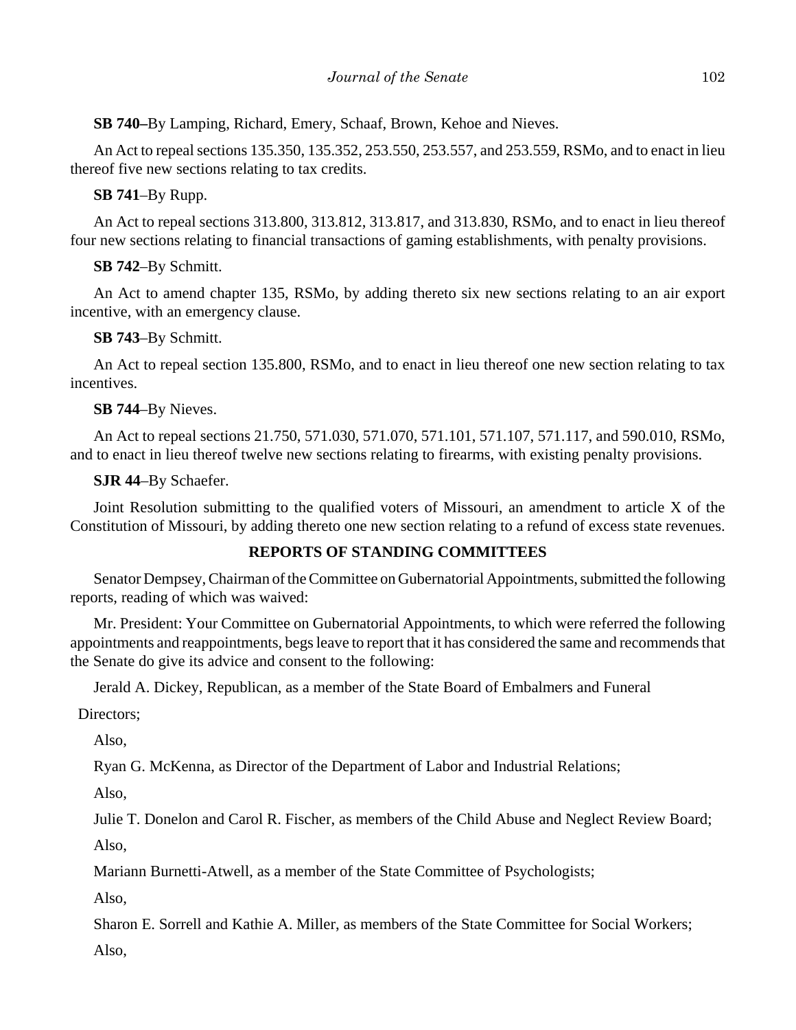**SB 740**–By Lamping, Richard, Emery, Schaaf, Brown, Kehoe and Nieves.

An Act to repeal sections 135.350, 135.352, 253.550, 253.557, and 253.559, RSMo, and to enact in lieu thereof five new sections relating to tax credits.

**SB 741**–By Rupp.

An Act to repeal sections 313.800, 313.812, 313.817, and 313.830, RSMo, and to enact in lieu thereof four new sections relating to financial transactions of gaming establishments, with penalty provisions.

**SB 742**–By Schmitt.

An Act to amend chapter 135, RSMo, by adding thereto six new sections relating to an air export incentive, with an emergency clause.

**SB 743**–By Schmitt.

An Act to repeal section 135.800, RSMo, and to enact in lieu thereof one new section relating to tax incentives.

**SB 744**–By Nieves.

An Act to repeal sections 21.750, 571.030, 571.070, 571.101, 571.107, 571.117, and 590.010, RSMo, and to enact in lieu thereof twelve new sections relating to firearms, with existing penalty provisions.

**SJR 44**–By Schaefer.

Joint Resolution submitting to the qualified voters of Missouri, an amendment to article X of the Constitution of Missouri, by adding thereto one new section relating to a refund of excess state revenues.

**REPORTS OF STANDING COMMITTEES**

Senator Dempsey, Chairman of the Committee on Gubernatorial Appointments, submitted the following reports, reading of which was waived:

Mr. President: Your Committee on Gubernatorial Appointments, to which were referred the following appointments and reappointments, begs leave to report that it has considered the same and recommends that the Senate do give its advice and consent to the following:

Jerald A. Dickey, Republican, as a member of the State Board of Embalmers and Funeral Directors;

Also,

Ryan G. McKenna, as Director of the Department of Labor and Industrial Relations;

Also,

Julie T. Donelon and Carol R. Fischer, as members of the Child Abuse and Neglect Review Board;

Also,

Mariann Burnetti-Atwell, as a member of the State Committee of Psychologists;

Also,

Sharon E. Sorrell and Kathie A. Miller, as members of the State Committee for Social Workers;

Also,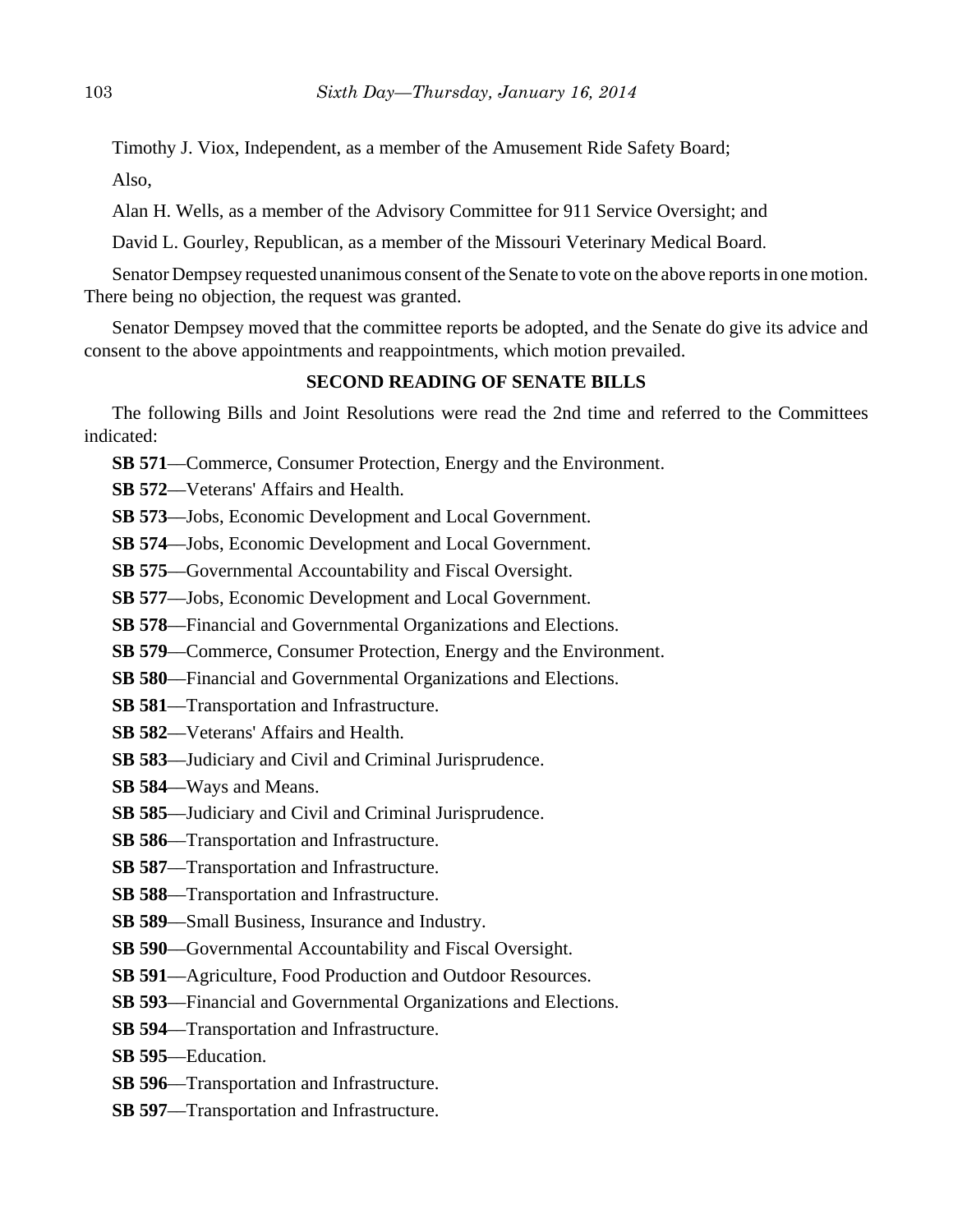Timothy J. Viox, Independent, as a member of the Amusement Ride Safety Board;

Also,

Alan H. Wells, as a member of the Advisory Committee for 911 Service Oversight; and

David L. Gourley, Republican, as a member of the Missouri Veterinary Medical Board.

Senator Dempsey requested unanimous consent of the Senate to vote on the above reports in one motion. There being no objection, the request was granted.

Senator Dempsey moved that the committee reports be adopted, and the Senate do give its advice and consent to the above appointments and reappointments, which motion prevailed.

### SECOND READING OF SENATE BILLS

The following Bills and Joint Resolutions were read the 2nd time and referred to the Committees indicated:

**SB 571**—Commerce, Consumer Protection, Energy and the Environment.

**SB 572**—Veterans' Affairs and Health.

**SB 573**—Jobs, Economic Development and Local Government.

**SB 574**—Jobs, Economic Development and Local Government.

**SB 575**—Governmental Accountability and Fiscal Oversight.

**SB 577**—Jobs, Economic Development and Local Government.

**SB 578**—Financial and Governmental Organizations and Elections.

**SB 579**—Commerce, Consumer Protection, Energy and the Environment.

**SB 580**—Financial and Governmental Organizations and Elections.

**SB 581**—Transportation and Infrastructure.

**SB 582**—Veterans' Affairs and Health.

**SB 583**—Judiciary and Civil and Criminal Jurisprudence.

**SB 584**—Ways and Means.

**SB 585**—Judiciary and Civil and Criminal Jurisprudence.

**SB 586**—Transportation and Infrastructure.

**SB 587**—Transportation and Infrastructure.

**SB 588**—Transportation and Infrastructure.

**SB 589**—Small Business, Insurance and Industry.

**SB 590**—Governmental Accountability and Fiscal Oversight.

**SB 591**—Agriculture, Food Production and Outdoor Resources.

**SB 593**—Financial and Governmental Organizations and Elections.

**SB 594**—Transportation and Infrastructure.

**SB 595**—Education.

**SB 596**—Transportation and Infrastructure.

**SB 597**—Transportation and Infrastructure.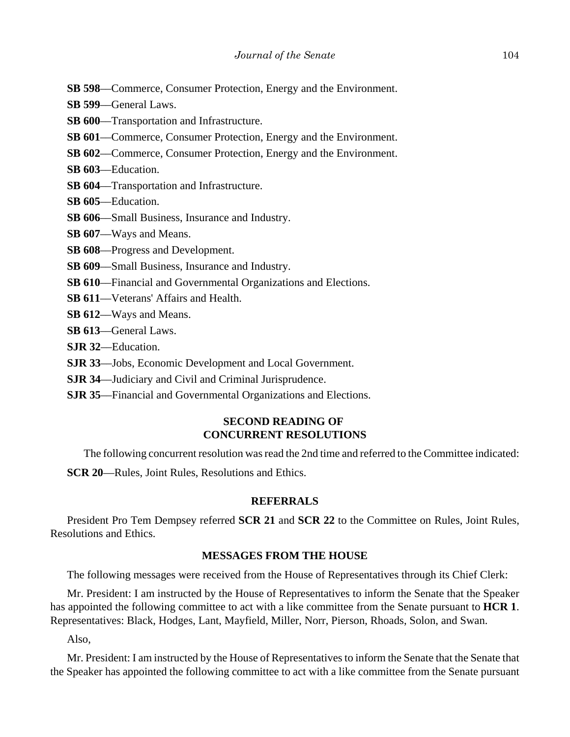**SB 598**—Commerce, Consumer Protection, Energy and the Environment.

**SB 599**—General Laws.

**SB 600**—Transportation and Infrastructure.

**SB 601**—Commerce, Consumer Protection, Energy and the Environment.

**SB 602**—Commerce, Consumer Protection, Energy and the Environment.

**SB 603**—Education.

**SB 604**—Transportation and Infrastructure.

**SB 605**—Education.

**SB 606**—Small Business, Insurance and Industry.

**SB 607**—Ways and Means.

**SB 608**—Progress and Development.

**SB 609**—Small Business, Insurance and Industry.

**SB 610**—Financial and Governmental Organizations and Elections.

**SB 611**—Veterans' Affairs and Health.

**SB 612**—Ways and Means.

**SB 613**—General Laws.

**SJR 32**—Education.

**SJR 33**—Jobs, Economic Development and Local Government.

**SJR 34**—Judiciary and Civil and Criminal Jurisprudence.

**SJR 35**—Financial and Governmental Organizations and Elections.

## SECOND READING OF CONCURRENT RESOLUTIONS

The following concurrent resolution was read the 2nd time and referred to the Committee indicated:

**SCR 20**—Rules, Joint Rules, Resolutions and Ethics.

## REFERRALS

President Pro Tem Dempsey referred **SCR 21** and **SCR 22** to the Committee on Rules, Joint Rules, Resolutions and Ethics.

## MESSAGES FROM THE HOUSE

The following messages were received from the House of Representatives through its Chief Clerk:

Mr. President: I am instructed by the House of Representatives to inform the Senate that the Speaker has appointed the following committee to act with a like committee from the Senate pursuant to **HCR 1**. Representatives: Black, Hodges, Lant, Mayfield, Miller, Norr, Pierson, Rhoads, Solon, and Swan.

Also,

Mr. President: I am instructed by the House of Representatives to inform the Senate that the Senate that the Speaker has appointed the following committee to act with a like committee from the Senate pursuant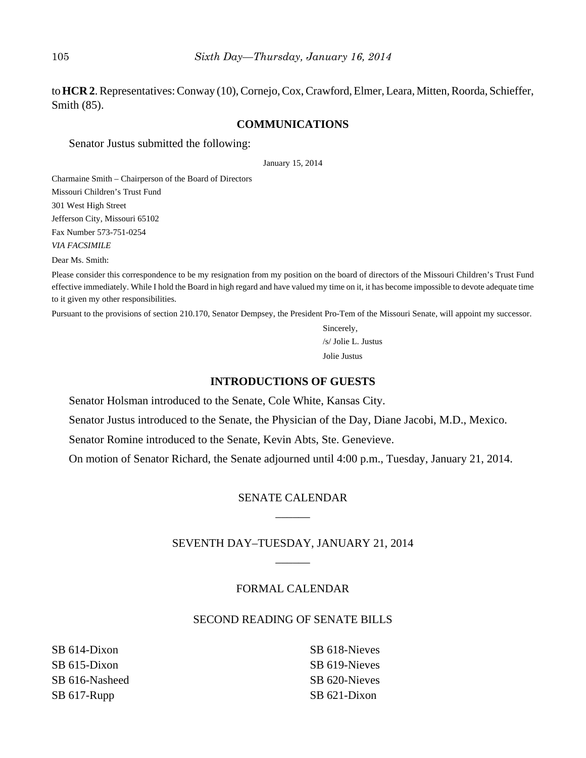to **HCR 2**. Representatives: Conway (10), Cornejo, Cox, Crawford, Elmer, Leara, Mitten, Roorda, Schieffer, Smith (85).

## COMMUNICATIONS

Senator Justus submitted the following:

January 15, 2014

Charmaine Smith – Chairperson of the Board of Directors
Missouri Children's Trust Fund
301 West High Street
Jefferson City, Missouri 65102
Fax Number 573-751-0254
*VIA FACSIMILE*

Dear Ms. Smith:

Please consider this correspondence to be my resignation from my position on the board of directors of the Missouri Children's Trust Fund effective immediately. While I hold the Board in high regard and have valued my time on it, it has become impossible to devote adequate time to it given my other responsibilities.

Pursuant to the provisions of section 210.170, Senator Dempsey, the President Pro-Tem of the Missouri Senate, will appoint my successor.

Sincerely,
/s/ Jolie L. Justus
Jolie Justus

## INTRODUCTIONS OF GUESTS

Senator Holsman introduced to the Senate, Cole White, Kansas City.

Senator Justus introduced to the Senate, the Physician of the Day, Diane Jacobi, M.D., Mexico.

Senator Romine introduced to the Senate, Kevin Abts, Ste. Genevieve.

On motion of Senator Richard, the Senate adjourned until 4:00 p.m., Tuesday, January 21, 2014.

## SENATE CALENDAR

---

## SEVENTH DAY–TUESDAY, JANUARY 21, 2014

---

## FORMAL CALENDAR

## SECOND READING OF SENATE BILLS

SB 614-Dixon
SB 615-Dixon
SB 616-Nasheed
SB 617-Rupp
SB 618-Nieves
SB 619-Nieves
SB 620-Nieves
SB 621-Dixon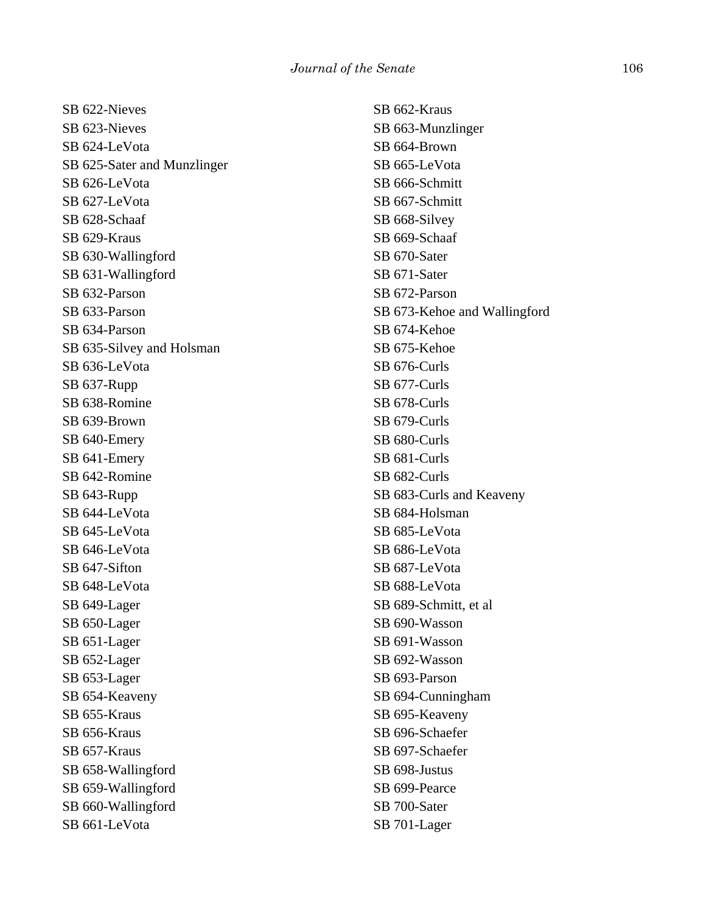SB 622-Nieves
SB 623-Nieves
SB 624-LeVota
SB 625-Sater and Munzlinger
SB 626-LeVota
SB 627-LeVota
SB 628-Schaaf
SB 629-Kraus
SB 630-Wallingford
SB 631-Wallingford
SB 632-Parson
SB 633-Parson
SB 634-Parson
SB 635-Silvey and Holsman
SB 636-LeVota
SB 637-Rupp
SB 638-Romine
SB 639-Brown
SB 640-Emery
SB 641-Emery
SB 642-Romine
SB 643-Rupp
SB 644-LeVota
SB 645-LeVota
SB 646-LeVota
SB 647-Sifton
SB 648-LeVota
SB 649-Lager
SB 650-Lager
SB 651-Lager
SB 652-Lager
SB 653-Lager
SB 654-Keaveny
SB 655-Kraus
SB 656-Kraus
SB 657-Kraus
SB 658-Wallingford
SB 659-Wallingford
SB 660-Wallingford
SB 661-LeVota
SB 662-Kraus
SB 663-Munzlinger
SB 664-Brown
SB 665-LeVota
SB 666-Schmitt
SB 667-Schmitt
SB 668-Silvey
SB 669-Schaaf
SB 670-Sater
SB 671-Sater
SB 672-Parson
SB 673-Kehoe and Wallingford
SB 674-Kehoe
SB 675-Kehoe
SB 676-Curls
SB 677-Curls
SB 678-Curls
SB 679-Curls
SB 680-Curls
SB 681-Curls
SB 682-Curls
SB 683-Curls and Keaveny
SB 684-Holsman
SB 685-LeVota
SB 686-LeVota
SB 687-LeVota
SB 688-LeVota
SB 689-Schmitt, et al
SB 690-Wasson
SB 691-Wasson
SB 692-Wasson
SB 693-Parson
SB 694-Cunningham
SB 695-Keaveny
SB 696-Schaefer
SB 697-Schaefer
SB 698-Justus
SB 699-Pearce
SB 700-Sater
SB 701-Lager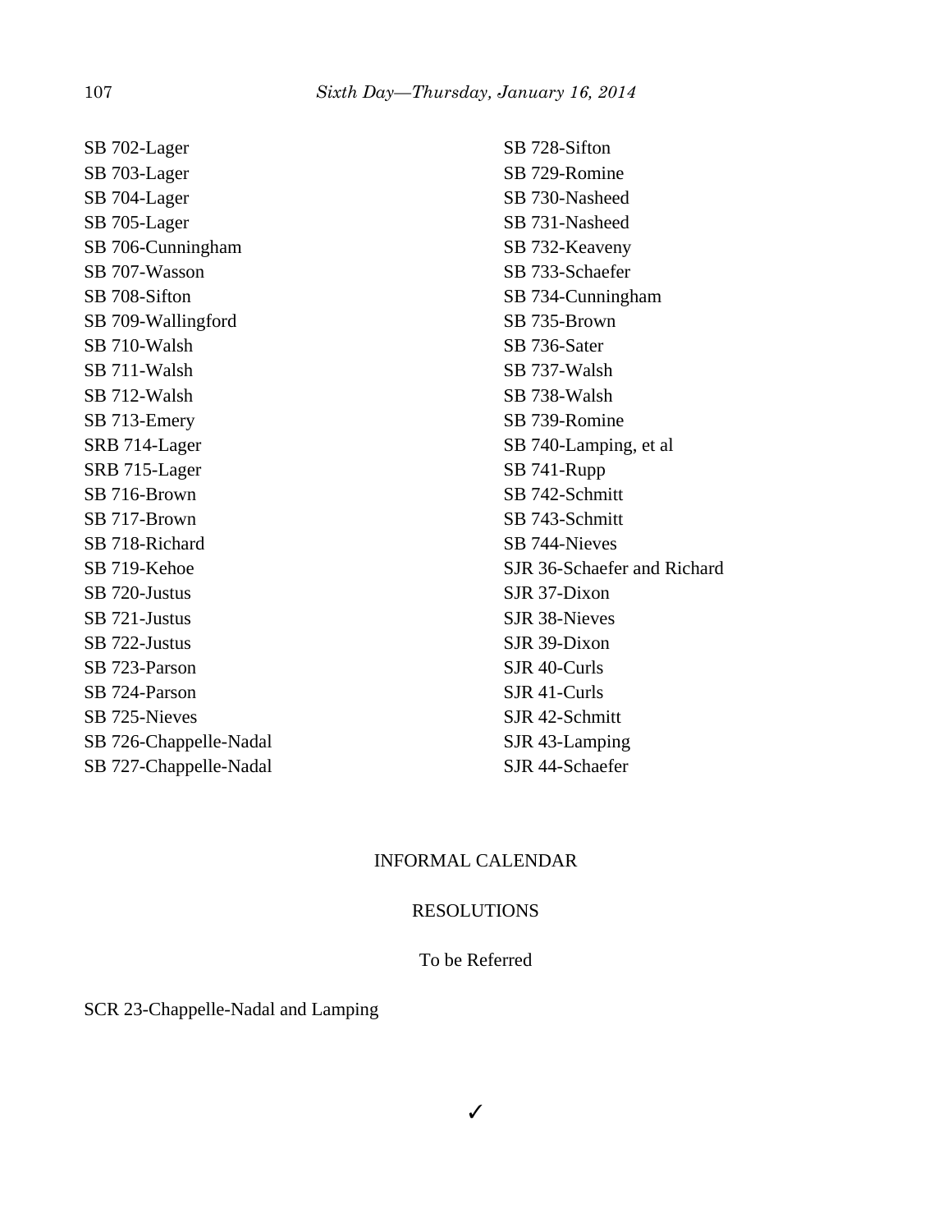SB 702-Lager
SB 703-Lager
SB 704-Lager
SB 705-Lager
SB 706-Cunningham
SB 707-Wasson
SB 708-Sifton
SB 709-Wallingford
SB 710-Walsh
SB 711-Walsh
SB 712-Walsh
SB 713-Emery
SRB 714-Lager
SRB 715-Lager
SB 716-Brown
SB 717-Brown
SB 718-Richard
SB 719-Kehoe
SB 720-Justus
SB 721-Justus
SB 722-Justus
SB 723-Parson
SB 724-Parson
SB 725-Nieves
SB 726-Chappelle-Nadal
SB 727-Chappelle-Nadal
SB 728-Sifton
SB 729-Romine
SB 730-Nasheed
SB 731-Nasheed
SB 732-Keaveny
SB 733-Schaefer
SB 734-Cunningham
SB 735-Brown
SB 736-Sater
SB 737-Walsh
SB 738-Walsh
SB 739-Romine
SB 740-Lamping, et al
SB 741-Rupp
SB 742-Schmitt
SB 743-Schmitt
SB 744-Nieves
SJR 36-Schaefer and Richard
SJR 37-Dixon
SJR 38-Nieves
SJR 39-Dixon
SJR 40-Curls
SJR 41-Curls
SJR 42-Schmitt
SJR 43-Lamping
SJR 44-Schaefer

## INFORMAL CALENDAR

## RESOLUTIONS

### To be Referred

SCR 23-Chappelle-Nadal and Lamping

✓